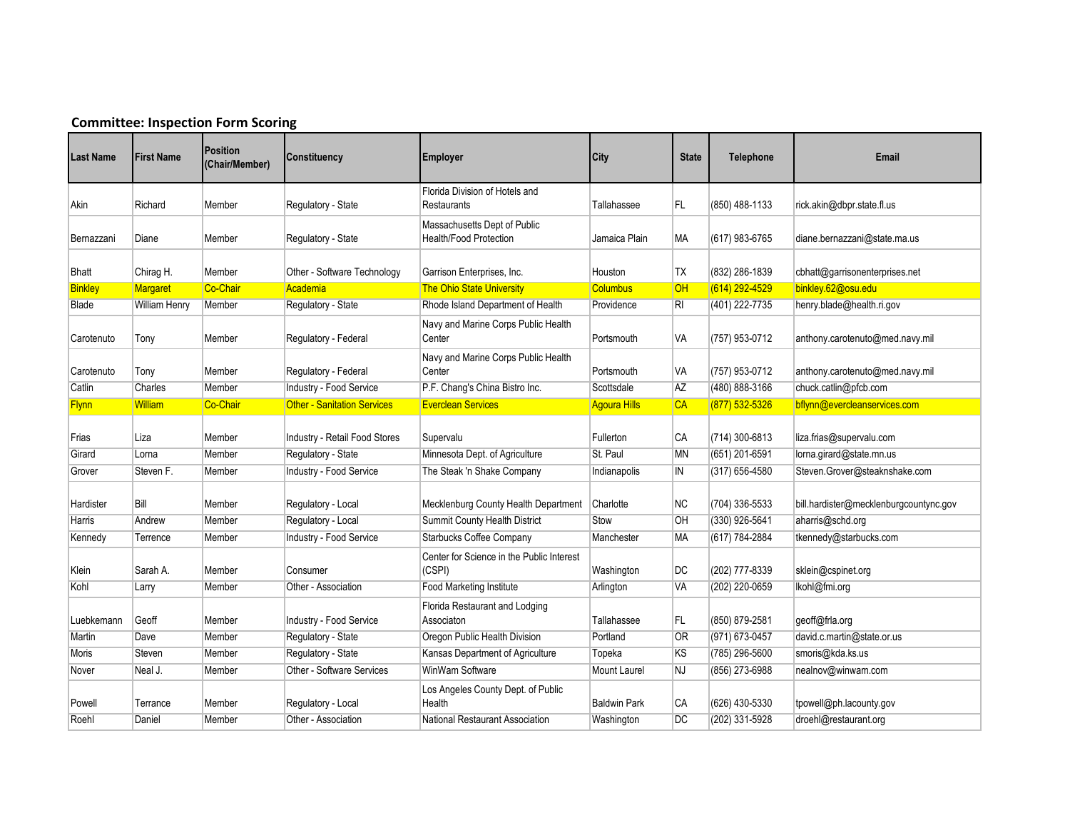## Committee: Inspection Form Scoring

| Last Name | First Name | Position (Chair/Member) | Constituency | Employer | City | State | Telephone | Email |
|---|---|---|---|---|---|---|---|---|
| Akin | Richard | Member | Regulatory - State | Florida Division of Hotels and Restaurants | Tallahassee | FL | (850) 488-1133 | rick.akin@dbpr.state.fl.us |
| Bernazzani | Diane | Member | Regulatory - State | Massachusetts Dept of Public Health/Food Protection | Jamaica Plain | MA | (617) 983-6765 | diane.bernazzani@state.ma.us |
| Bhatt | Chirag H. | Member | Other - Software Technology | Garrison Enterprises, Inc. | Houston | TX | (832) 286-1839 | cbhatt@garrisonenterprises.net |
| Binkley | Margaret | Co-Chair | Academia | The Ohio State University | Columbus | OH | (614) 292-4529 | binkley.62@osu.edu |
| Blade | William Henry | Member | Regulatory - State | Rhode Island Department of Health | Providence | RI | (401) 222-7735 | henry.blade@health.ri.gov |
| Carotenuto | Tony | Member | Regulatory - Federal | Navy and Marine Corps Public Health Center | Portsmouth | VA | (757) 953-0712 | anthony.carotenuto@med.navy.mil |
| Carotenuto | Tony | Member | Regulatory - Federal | Navy and Marine Corps Public Health Center | Portsmouth | VA | (757) 953-0712 | anthony.carotenuto@med.navy.mil |
| Catlin | Charles | Member | Industry - Food Service | P.F. Chang's China Bistro Inc. | Scottsdale | AZ | (480) 888-3166 | chuck.catlin@pfcb.com |
| Flynn | William | Co-Chair | Other - Sanitation Services | Everclean Services | Agoura Hills | CA | (877) 532-5326 | bflynn@evercleanservices.com |
| Frias | Liza | Member | Industry - Retail Food Stores | Supervalu | Fullerton | CA | (714) 300-6813 | liza.frias@supervalu.com |
| Girard | Lorna | Member | Regulatory - State | Minnesota Dept. of Agriculture | St. Paul | MN | (651) 201-6591 | lorna.girard@state.mn.us |
| Grover | Steven F. | Member | Industry - Food Service | The Steak 'n Shake Company | Indianapolis | IN | (317) 656-4580 | Steven.Grover@steaknshake.com |
| Hardister | Bill | Member | Regulatory - Local | Mecklenburg County Health Department | Charlotte | NC | (704) 336-5533 | bill.hardister@mecklenburgcountync.gov |
| Harris | Andrew | Member | Regulatory - Local | Summit County Health District | Stow | OH | (330) 926-5641 | aharris@schd.org |
| Kennedy | Terrence | Member | Industry - Food Service | Starbucks Coffee Company | Manchester | MA | (617) 784-2884 | tkennedy@starbucks.com |
| Klein | Sarah A. | Member | Consumer | Center for Science in the Public Interest (CSPI) | Washington | DC | (202) 777-8339 | sklein@cspinet.org |
| Kohl | Larry | Member | Other - Association | Food Marketing Institute | Arlington | VA | (202) 220-0659 | lkohl@fmi.org |
| Luebkemann | Geoff | Member | Industry - Food Service | Florida Restaurant and Lodging Associaton | Tallahassee | FL | (850) 879-2581 | geoff@frla.org |
| Martin | Dave | Member | Regulatory - State | Oregon Public Health Division | Portland | OR | (971) 673-0457 | david.c.martin@state.or.us |
| Moris | Steven | Member | Regulatory - State | Kansas Department of Agriculture | Topeka | KS | (785) 296-5600 | smoris@kda.ks.us |
| Nover | Neal J. | Member | Other - Software Services | WinWam Software | Mount Laurel | NJ | (856) 273-6988 | nealnov@winwam.com |
| Powell | Terrance | Member | Regulatory - Local | Los Angeles County Dept. of Public Health | Baldwin Park | CA | (626) 430-5330 | tpowell@ph.lacounty.gov |
| Roehl | Daniel | Member | Other - Association | National Restaurant Association | Washington | DC | (202) 331-5928 | droehl@restaurant.org |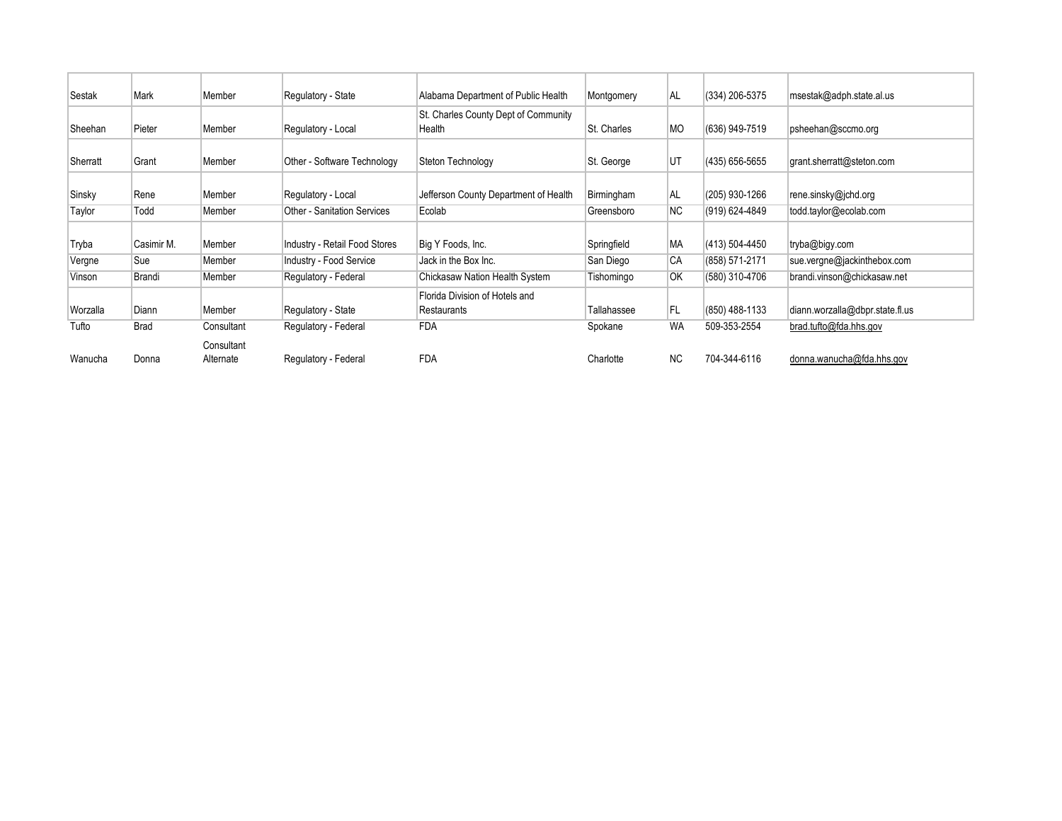| | | | | | | | | |
|---|---|---|---|---|---|---|---|---|
| Sestak | Mark | Member | Regulatory - State | Alabama Department of Public Health | Montgomery | AL | (334) 206-5375 | msestak@adph.state.al.us |
| Sheehan | Pieter | Member | Regulatory - Local | St. Charles County Dept of Community Health | St. Charles | MO | (636) 949-7519 | psheehan@sccmo.org |
| Sherratt | Grant | Member | Other - Software Technology | Steton Technology | St. George | UT | (435) 656-5655 | grant.sherratt@steton.com |
| Sinsky | Rene | Member | Regulatory - Local | Jefferson County Department of Health | Birmingham | AL | (205) 930-1266 | rene.sinsky@jchd.org |
| Taylor | Todd | Member | Other - Sanitation Services | Ecolab | Greensboro | NC | (919) 624-4849 | todd.taylor@ecolab.com |
| Tryba | Casimir M. | Member | Industry - Retail Food Stores | Big Y Foods, Inc. | Springfield | MA | (413) 504-4450 | tryba@bigy.com |
| Vergne | Sue | Member | Industry - Food Service | Jack in the Box Inc. | San Diego | CA | (858) 571-2171 | sue.vergne@jackinthebox.com |
| Vinson | Brandi | Member | Regulatory - Federal | Chickasaw Nation Health System | Tishomingo | OK | (580) 310-4706 | brandi.vinson@chickasaw.net |
| Worzalla | Diann | Member | Regulatory - State | Florida Division of Hotels and Restaurants | Tallahassee | FL | (850) 488-1133 | diann.worzalla@dbpr.state.fl.us |
| Tufto | Brad | Consultant | Regulatory - Federal | FDA | Spokane | WA | 509-353-2554 | brad.tufto@fda.hhs.gov |
| Wanucha | Donna | Consultant Alternate | Regulatory - Federal | FDA | Charlotte | NC | 704-344-6116 | donna.wanucha@fda.hhs.gov |